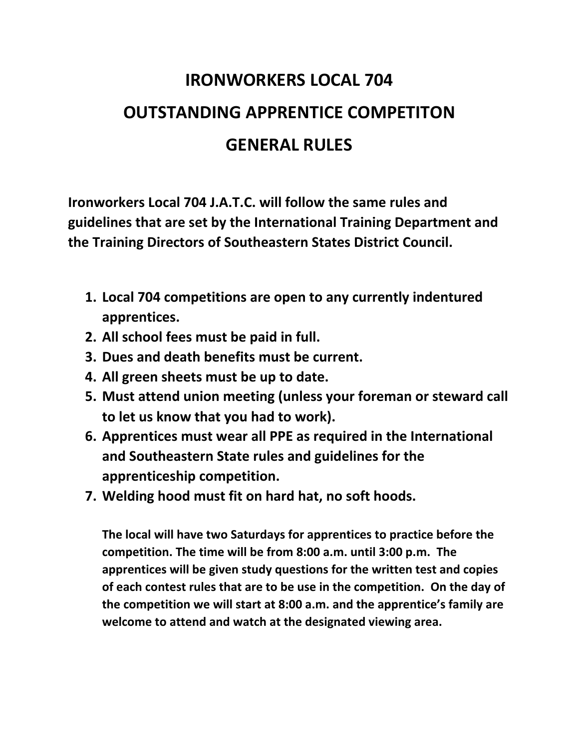# IRONWORKERS LOCAL 704

# OUTSTANDING APPRENTICE COMPETITON

# GENERAL RULES

**Ironworkers Local 704 J.A.T.C. will follow the same rules and guidelines that are set by the International Training Department and the Training Directors of Southeastern States District Council.**

1. **Local 704 competitions are open to any currently indentured apprentices.**
2. **All school fees must be paid in full.**
3. **Dues and death benefits must be current.**
4. **All green sheets must be up to date.**
5. **Must attend union meeting (unless your foreman or steward call to let us know that you had to work).**
6. **Apprentices must wear all PPE as required in the International and Southeastern State rules and guidelines for the apprenticeship competition.**
7. **Welding hood must fit on hard hat, no soft hoods.**

**The local will have two Saturdays for apprentices to practice before the competition. The time will be from 8:00 a.m. until 3:00 p.m. The apprentices will be given study questions for the written test and copies of each contest rules that are to be use in the competition. On the day of the competition we will start at 8:00 a.m. and the apprentice's family are welcome to attend and watch at the designated viewing area.**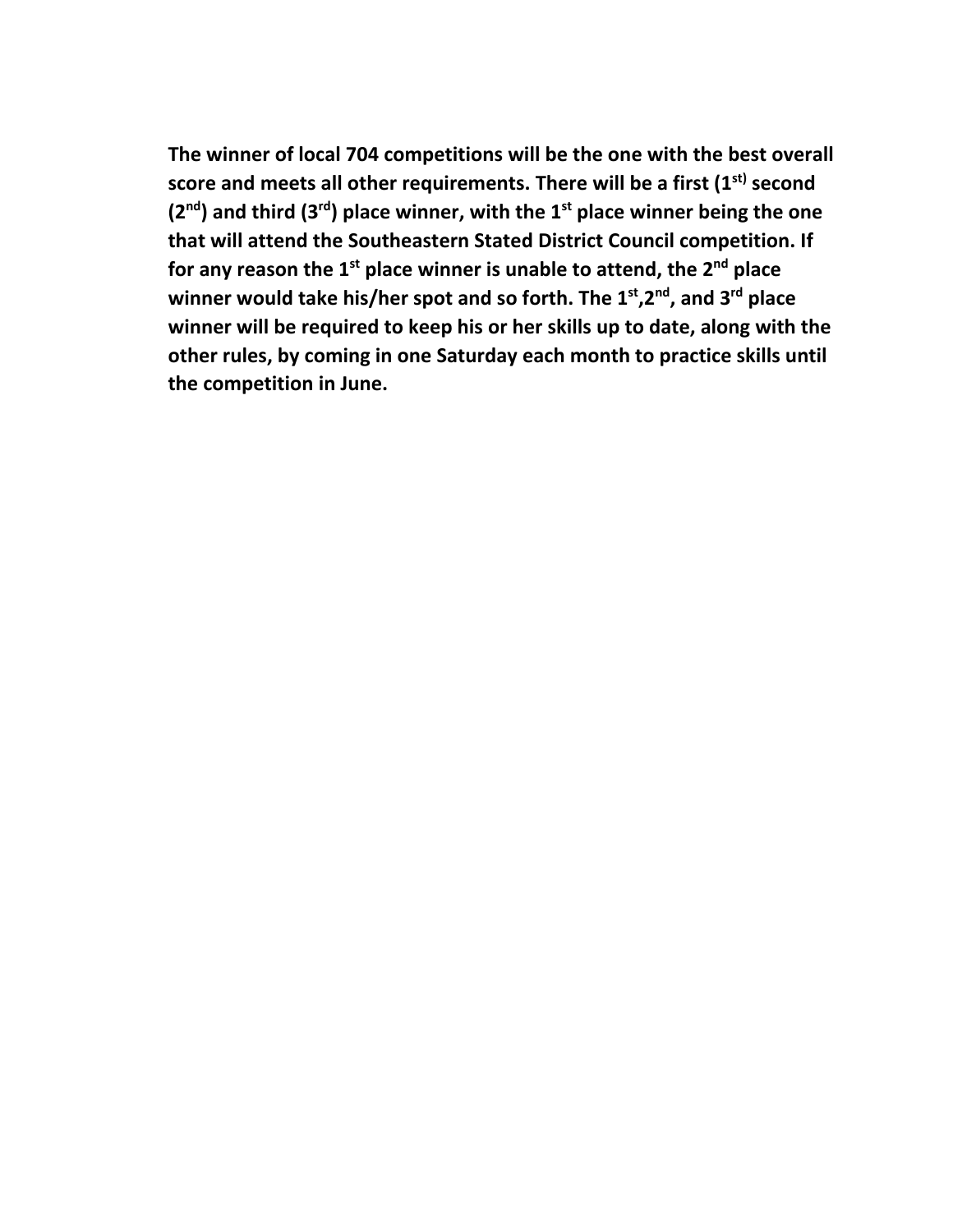**The winner of local 704 competitions will be the one with the best overall score and meets all other requirements. There will be a first (1st) second (2nd) and third (3rd) place winner, with the 1st place winner being the one that will attend the Southeastern Stated District Council competition. If for any reason the 1st place winner is unable to attend, the 2nd place winner would take his/her spot and so forth. The 1st,2nd, and 3rd place winner will be required to keep his or her skills up to date, along with the other rules, by coming in one Saturday each month to practice skills until the competition in June.**